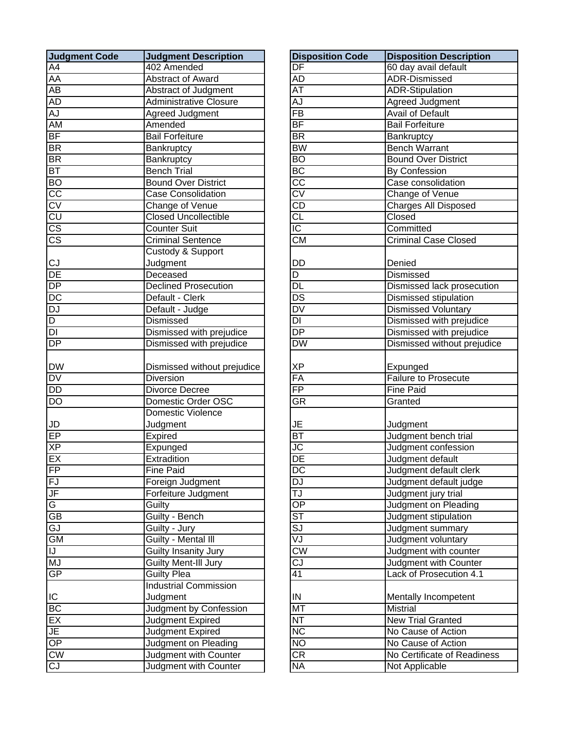| Judgment Code | Judgment Description |
| --- | --- |
| A4 | 402 Amended |
| AA | Abstract of Award |
| AB | Abstract of Judgment |
| AD | Administrative Closure |
| AJ | Agreed Judgment |
| AM | Amended |
| BF | Bail Forfeiture |
| BR | Bankruptcy |
| BR | Bankruptcy |
| BT | Bench Trial |
| BO | Bound Over District |
| CC | Case Consolidation |
| CV | Change of Venue |
| CU | Closed Uncollectible |
| CS | Counter Suit |
| CS | Criminal Sentence |
| CJ | Custody & Support Judgment |
| DE | Deceased |
| DP | Declined Prosecution |
| DC | Default - Clerk |
| DJ | Default - Judge |
| D | Dismissed |
| DI | Dismissed with prejudice |
| DP | Dismissed with prejudice |
| DW | Dismissed without prejudice |
| DV | Diversion |
| DD | Divorce Decree |
| DO | Domestic Order OSC |
| JD | Domestic Violence Judgment |
| EP | Expired |
| XP | Expunged |
| EX | Extradition |
| FP | Fine Paid |
| FJ | Foreign Judgment |
| JF | Forfeiture Judgment |
| G | Guilty |
| GB | Guilty - Bench |
| GJ | Guilty - Jury |
| GM | Guilty - Mental Ill |
| IJ | Guilty Insanity Jury |
| MJ | Guilty Ment-Ill Jury |
| GP | Guilty Plea |
| IC | Industrial Commission Judgment |
| BC | Judgment by Confession |
| EX | Judgment Expired |
| JE | Judgment Expired |
| OP | Judgment on Pleading |
| CW | Judgment with Counter |
| CJ | Judgment with Counter |

| Disposition Code | Disposition Description |
| --- | --- |
| DF | 60 day avail default |
| AD | ADR-Dismissed |
| AT | ADR-Stipulation |
| AJ | Agreed Judgment |
| FB | Avail of Default |
| BF | Bail Forfeiture |
| BR | Bankruptcy |
| BW | Bench Warrant |
| BO | Bound Over District |
| BC | By Confession |
| CC | Case consolidation |
| CV | Change of Venue |
| CD | Charges All Disposed |
| CL | Closed |
| IC | Committed |
| CM | Criminal Case Closed |
| DD | Denied |
| D | Dismissed |
| DL | Dismissed lack prosecution |
| DS | Dismissed stipulation |
| DV | Dismissed Voluntary |
| DI | Dismissed with prejudice |
| DP | Dismissed with prejudice |
| DW | Dismissed without prejudice |
| XP | Expunged |
| FA | Failure to Prosecute |
| FP | Fine Paid |
| GR | Granted |
| JE | Judgment |
| BT | Judgment bench trial |
| JC | Judgment confession |
| DE | Judgment default |
| DC | Judgment default clerk |
| DJ | Judgment default judge |
| TJ | Judgment jury trial |
| OP | Judgment on Pleading |
| ST | Judgment stipulation |
| SJ | Judgment summary |
| VJ | Judgment voluntary |
| CW | Judgment with counter |
| CJ | Judgment with Counter |
| 41 | Lack of Prosecution 4.1 |
| IN | Mentally Incompetent |
| MT | Mistrial |
| NT | New Trial Granted |
| NC | No Cause of Action |
| NO | No Cause of Action |
| CR | No Certificate of Readiness |
| NA | Not Applicable |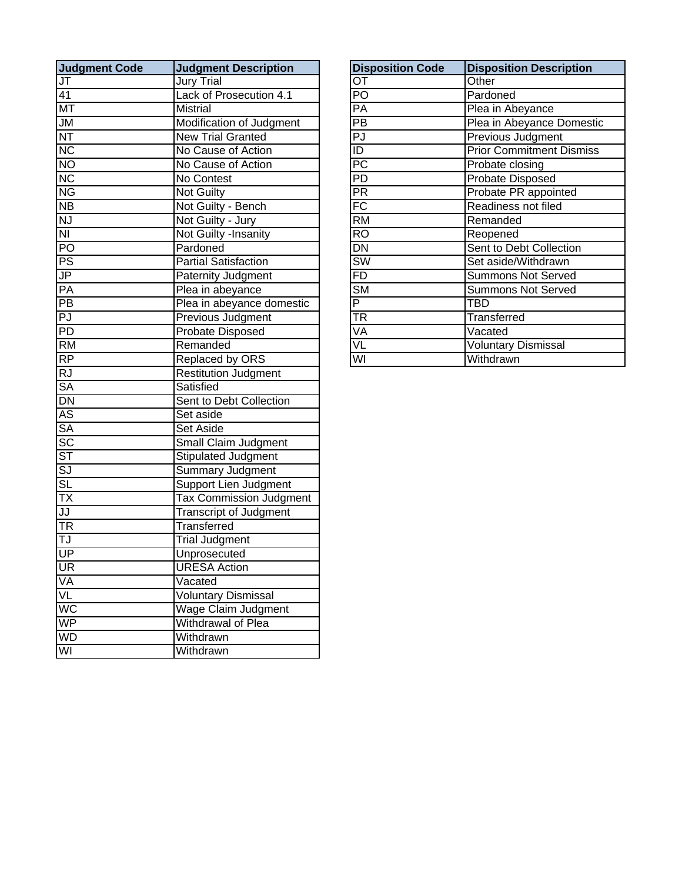| Judgment Code | Judgment Description |
|---|---|
| JT | Jury Trial |
| 41 | Lack of Prosecution 4.1 |
| MT | Mistrial |
| JM | Modification of Judgment |
| NT | New Trial Granted |
| NC | No Cause of Action |
| NO | No Cause of Action |
| NC | No Contest |
| NG | Not Guilty |
| NB | Not Guilty - Bench |
| NJ | Not Guilty - Jury |
| NI | Not Guilty -Insanity |
| PO | Pardoned |
| PS | Partial Satisfaction |
| JP | Paternity Judgment |
| PA | Plea in abeyance |
| PB | Plea in abeyance domestic |
| PJ | Previous Judgment |
| PD | Probate Disposed |
| RM | Remanded |
| RP | Replaced by ORS |
| RJ | Restitution Judgment |
| SA | Satisfied |
| DN | Sent to Debt Collection |
| AS | Set aside |
| SA | Set Aside |
| SC | Small Claim Judgment |
| ST | Stipulated Judgment |
| SJ | Summary Judgment |
| SL | Support Lien Judgment |
| TX | Tax Commission Judgment |
| JJ | Transcript of Judgment |
| TR | Transferred |
| TJ | Trial Judgment |
| UP | Unprosecuted |
| UR | URESA Action |
| VA | Vacated |
| VL | Voluntary Dismissal |
| WC | Wage Claim Judgment |
| WP | Withdrawal of Plea |
| WD | Withdrawn |
| WI | Withdrawn |

| Disposition Code | Disposition Description |
|---|---|
| OT | Other |
| PO | Pardoned |
| PA | Plea in Abeyance |
| PB | Plea in Abeyance Domestic |
| PJ | Previous Judgment |
| ID | Prior Commitment Dismiss |
| PC | Probate closing |
| PD | Probate Disposed |
| PR | Probate PR appointed |
| FC | Readiness not filed |
| RM | Remanded |
| RO | Reopened |
| DN | Sent to Debt Collection |
| SW | Set aside/Withdrawn |
| FD | Summons Not Served |
| SM | Summons Not Served |
| P | TBD |
| TR | Transferred |
| VA | Vacated |
| VL | Voluntary Dismissal |
| WI | Withdrawn |